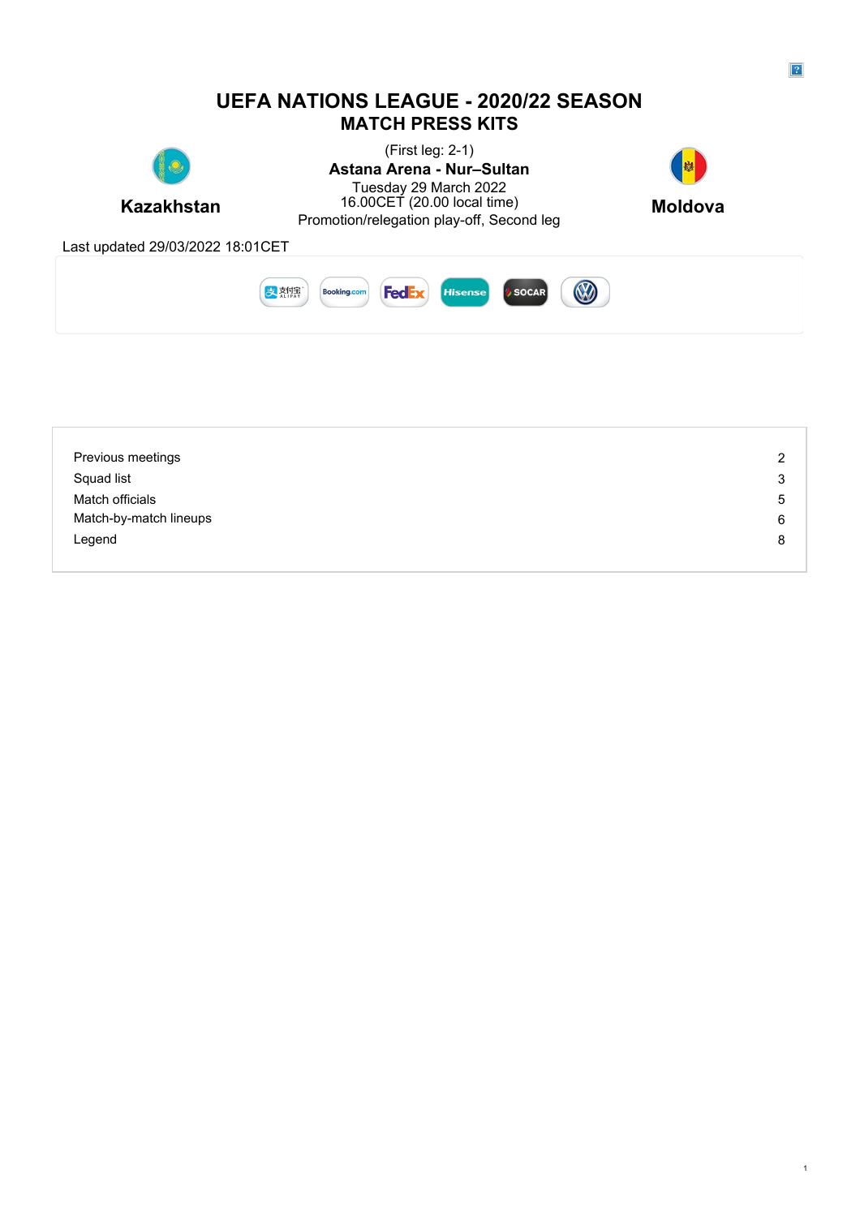# UEFA NATIONS LEAGUE - 2020/22 SEASON

## MATCH PRESS KITS

**Kazakhstan**

(First leg: 2-1)

**Astana Arena - Nur–Sultan**

Tuesday 29 March 2022

16.00CET (20.00 local time)

Promotion/relegation play-off, Second leg

**Moldova**

Last updated 29/03/2022 18:01CET

| | |
|---|---|
| Previous meetings | 2 |
| Squad list | 3 |
| Match officials | 5 |
| Match-by-match lineups | 6 |
| Legend | 8 |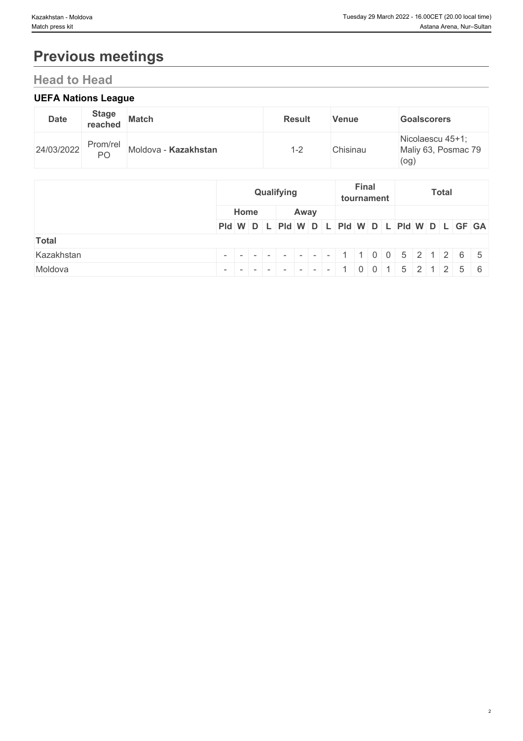# Previous meetings

## Head to Head

### UEFA Nations League

| Date | Stage reached | Match | Result | Venue | Goalscorers |
|---|---|---|---|---|---|
| 24/03/2022 | Prom/rel PO | Moldova - **Kazakhstan** | 1-2 | Chisinau | Nicolaescu 45+1; Maliy 63, Posmac 79 (og) |

| | Qualifying | | | | | | | | Final tournament | | | | Total | | | | | |
|---|---|---|---|---|---|---|---|---|---|---|---|---|---|---|---|---|---|---|
| | Home | | | | Away | | | | | | | | | | | | | |
| | Pld | W | D | L | Pld | W | D | L | Pld | W | D | L | Pld | W | D | L | GF | GA |
| **Total** | | | | | | | | | | | | | | | | | | |
| Kazakhstan | - | - | - | - | - | - | - | - | 1 | 1 | 0 | 0 | 5 | 2 | 1 | 2 | 6 | 5 |
| Moldova | - | - | - | - | - | - | - | - | 1 | 0 | 0 | 1 | 5 | 2 | 1 | 2 | 5 | 6 |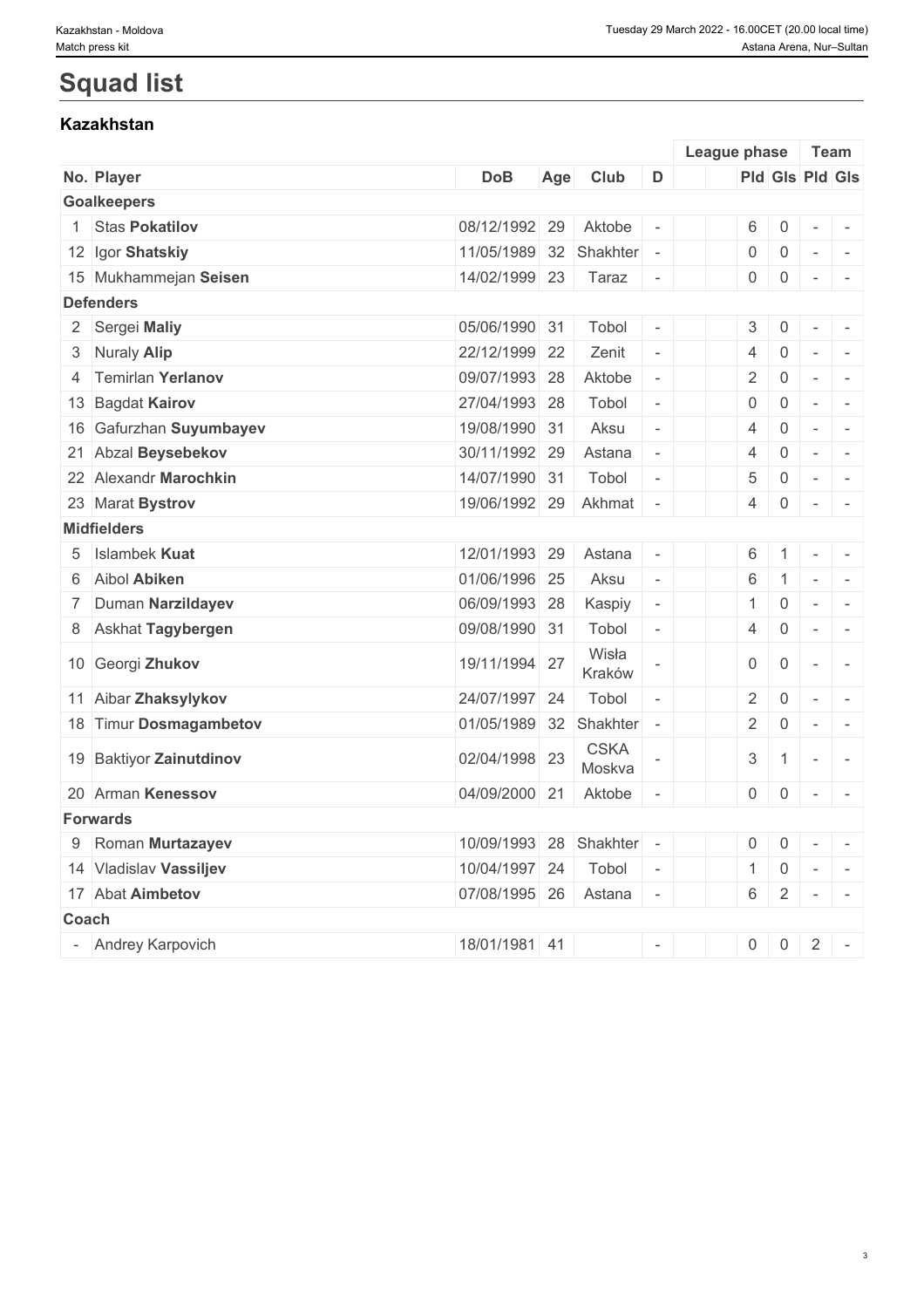# Squad list

## Kazakhstan

| No. | Player | DoB | Age | Club | D | | League phase | | Team | |
|---|---|---|---|---|---|---|---|---|---|---|
| | | | | | | | Pld | Gls | Pld | Gls |
| **Goalkeepers** | | | | | | | | | | |
| 1 | Stas **Pokatilov** | 08/12/1992 | 29 | Aktobe | - | | 6 | 0 | - | - |
| 12 | Igor **Shatskiy** | 11/05/1989 | 32 | Shakhter | - | | 0 | 0 | - | - |
| 15 | Mukhammejan **Seisen** | 14/02/1999 | 23 | Taraz | - | | 0 | 0 | - | - |
| **Defenders** | | | | | | | | | | |
| 2 | Sergei **Maliy** | 05/06/1990 | 31 | Tobol | - | | 3 | 0 | - | - |
| 3 | Nuraly **Alip** | 22/12/1999 | 22 | Zenit | - | | 4 | 0 | - | - |
| 4 | Temirlan **Yerlanov** | 09/07/1993 | 28 | Aktobe | - | | 2 | 0 | - | - |
| 13 | Bagdat **Kairov** | 27/04/1993 | 28 | Tobol | - | | 0 | 0 | - | - |
| 16 | Gafurzhan **Suyumbayev** | 19/08/1990 | 31 | Aksu | - | | 4 | 0 | - | - |
| 21 | Abzal **Beysebekov** | 30/11/1992 | 29 | Astana | - | | 4 | 0 | - | - |
| 22 | Alexandr **Marochkin** | 14/07/1990 | 31 | Tobol | - | | 5 | 0 | - | - |
| 23 | Marat **Bystrov** | 19/06/1992 | 29 | Akhmat | - | | 4 | 0 | - | - |
| **Midfielders** | | | | | | | | | | |
| 5 | Islambek **Kuat** | 12/01/1993 | 29 | Astana | - | | 6 | 1 | - | - |
| 6 | Aibol **Abiken** | 01/06/1996 | 25 | Aksu | - | | 6 | 1 | - | - |
| 7 | Duman **Narzildayev** | 06/09/1993 | 28 | Kaspiy | - | | 1 | 0 | - | - |
| 8 | Askhat **Tagybergen** | 09/08/1990 | 31 | Tobol | - | | 4 | 0 | - | - |
| 10 | Georgi **Zhukov** | 19/11/1994 | 27 | Wisła Kraków | - | | 0 | 0 | - | - |
| 11 | Aibar **Zhaksylykov** | 24/07/1997 | 24 | Tobol | - | | 2 | 0 | - | - |
| 18 | Timur **Dosmagambetov** | 01/05/1989 | 32 | Shakhter | - | | 2 | 0 | - | - |
| 19 | Baktiyor **Zainutdinov** | 02/04/1998 | 23 | CSKA Moskva | - | | 3 | 1 | - | - |
| 20 | Arman **Kenessov** | 04/09/2000 | 21 | Aktobe | - | | 0 | 0 | - | - |
| **Forwards** | | | | | | | | | | |
| 9 | Roman **Murtazayev** | 10/09/1993 | 28 | Shakhter | - | | 0 | 0 | - | - |
| 14 | Vladislav **Vassiljev** | 10/04/1997 | 24 | Tobol | - | | 1 | 0 | - | - |
| 17 | Abat **Aimbetov** | 07/08/1995 | 26 | Astana | - | | 6 | 2 | - | - |
| **Coach** | | | | | | | | | | |
| - | Andrey Karpovich | 18/01/1981 | 41 | | - | | 0 | 0 | 2 | - |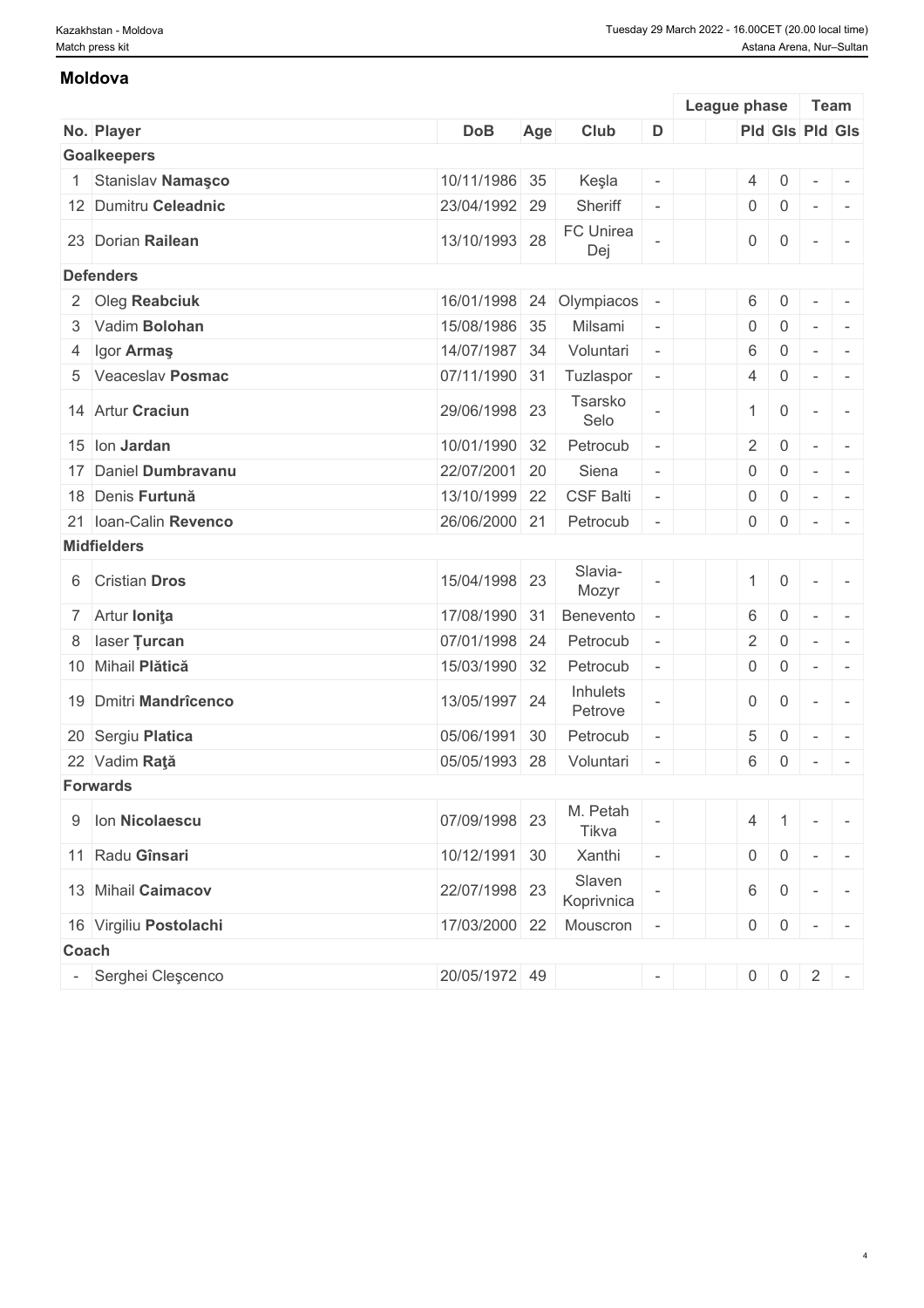## Moldova

| No. | Player | DoB | Age | Club | D | | | League phase | | Team | |
|---|---|---|---|---|---|---|---|---|---|---|---|
| | | | | | | | | Pld | Gls | Pld | Gls |
| **Goalkeepers** | | | | | | | | | | | |
| 1 | Stanislav **Namaşco** | 10/11/1986 | 35 | Keşla | - | | | 4 | 0 | - | - |
| 12 | Dumitru **Celeadnic** | 23/04/1992 | 29 | Sheriff | - | | | 0 | 0 | - | - |
| 23 | Dorian **Railean** | 13/10/1993 | 28 | FC Unirea Dej | - | | | 0 | 0 | - | - |
| **Defenders** | | | | | | | | | | | |
| 2 | Oleg **Reabciuk** | 16/01/1998 | 24 | Olympiacos | - | | | 6 | 0 | - | - |
| 3 | Vadim **Bolohan** | 15/08/1986 | 35 | Milsami | - | | | 0 | 0 | - | - |
| 4 | Igor **Armaş** | 14/07/1987 | 34 | Voluntari | - | | | 6 | 0 | - | - |
| 5 | Veaceslav **Posmac** | 07/11/1990 | 31 | Tuzlaspor | - | | | 4 | 0 | - | - |
| 14 | Artur **Craciun** | 29/06/1998 | 23 | Tsarsko Selo | - | | | 1 | 0 | - | - |
| 15 | Ion **Jardan** | 10/01/1990 | 32 | Petrocub | - | | | 2 | 0 | - | - |
| 17 | Daniel **Dumbravanu** | 22/07/2001 | 20 | Siena | - | | | 0 | 0 | - | - |
| 18 | Denis **Furtună** | 13/10/1999 | 22 | CSF Balti | - | | | 0 | 0 | - | - |
| 21 | Ioan-Calin **Revenco** | 26/06/2000 | 21 | Petrocub | - | | | 0 | 0 | - | - |
| **Midfielders** | | | | | | | | | | | |
| 6 | Cristian **Dros** | 15/04/1998 | 23 | Slavia-Mozyr | - | | | 1 | 0 | - | - |
| 7 | Artur **Ioniţa** | 17/08/1990 | 31 | Benevento | - | | | 6 | 0 | - | - |
| 8 | Iaser **Ţurcan** | 07/01/1998 | 24 | Petrocub | - | | | 2 | 0 | - | - |
| 10 | Mihail **Plătică** | 15/03/1990 | 32 | Petrocub | - | | | 0 | 0 | - | - |
| 19 | Dmitri **Mandrîcenco** | 13/05/1997 | 24 | Inhulets Petrove | - | | | 0 | 0 | - | - |
| 20 | Sergiu **Platica** | 05/06/1991 | 30 | Petrocub | - | | | 5 | 0 | - | - |
| 22 | Vadim **Raţă** | 05/05/1993 | 28 | Voluntari | - | | | 6 | 0 | - | - |
| **Forwards** | | | | | | | | | | | |
| 9 | Ion **Nicolaescu** | 07/09/1998 | 23 | M. Petah Tikva | - | | | 4 | 1 | - | - |
| 11 | Radu **Gînsari** | 10/12/1991 | 30 | Xanthi | - | | | 0 | 0 | - | - |
| 13 | Mihail **Caimacov** | 22/07/1998 | 23 | Slaven Koprivnica | - | | | 6 | 0 | - | - |
| 16 | Virgiliu **Postolachi** | 17/03/2000 | 22 | Mouscron | - | | | 0 | 0 | - | - |
| **Coach** | | | | | | | | | | | |
| - | Serghei Cleşcenco | 20/05/1972 | 49 | | - | | | 0 | 0 | 2 | - |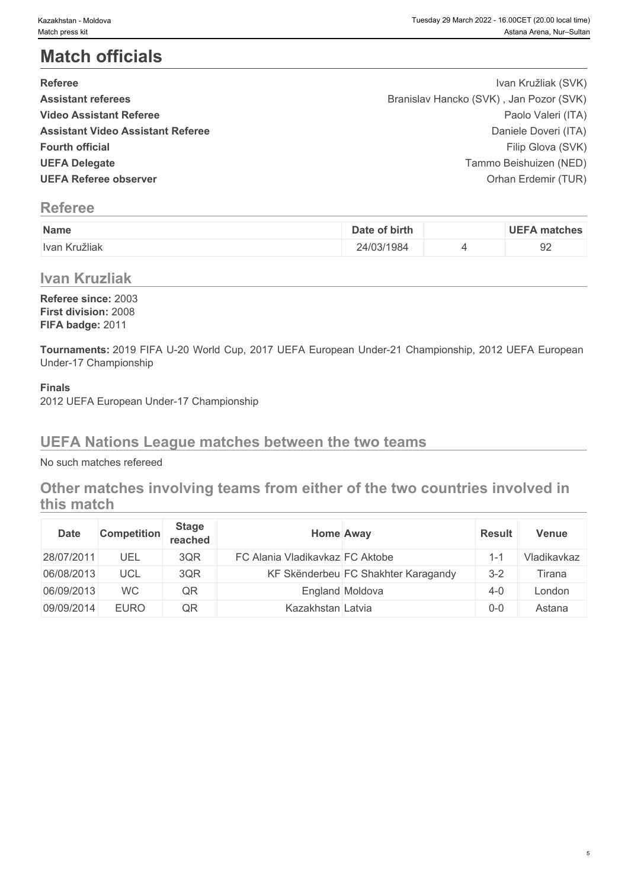# Match officials

| | |
|---|---|
| **Referee** | Ivan Kružliak (SVK) |
| **Assistant referees** | Branislav Hancko (SVK) , Jan Pozor (SVK) |
| **Video Assistant Referee** | Paolo Valeri (ITA) |
| **Assistant Video Assistant Referee** | Daniele Doveri (ITA) |
| **Fourth official** | Filip Glova (SVK) |
| **UEFA Delegate** | Tammo Beishuizen (NED) |
| **UEFA Referee observer** | Orhan Erdemir (TUR) |

## Referee

| Name | Date of birth | | UEFA matches |
|---|---|---|---|
| Ivan Kružliak | 24/03/1984 | 4 | 92 |

## Ivan Kruzliak

**Referee since:** 2003
**First division:** 2008
**FIFA badge:** 2011

**Tournaments:** 2019 FIFA U-20 World Cup, 2017 UEFA European Under-21 Championship, 2012 UEFA European Under-17 Championship

**Finals**
2012 UEFA European Under-17 Championship

## UEFA Nations League matches between the two teams

No such matches refereed

## Other matches involving teams from either of the two countries involved in this match

| Date | Competition | Stage reached | Home | Away | Result | Venue |
|---|---|---|---|---|---|---|
| 28/07/2011 | UEL | 3QR | FC Alania Vladikavkaz | FC Aktobe | 1-1 | Vladikavkaz |
| 06/08/2013 | UCL | 3QR | KF Skënderbeu | FC Shakhter Karagandy | 3-2 | Tirana |
| 06/09/2013 | WC | QR | England | Moldova | 4-0 | London |
| 09/09/2014 | EURO | QR | Kazakhstan | Latvia | 0-0 | Astana |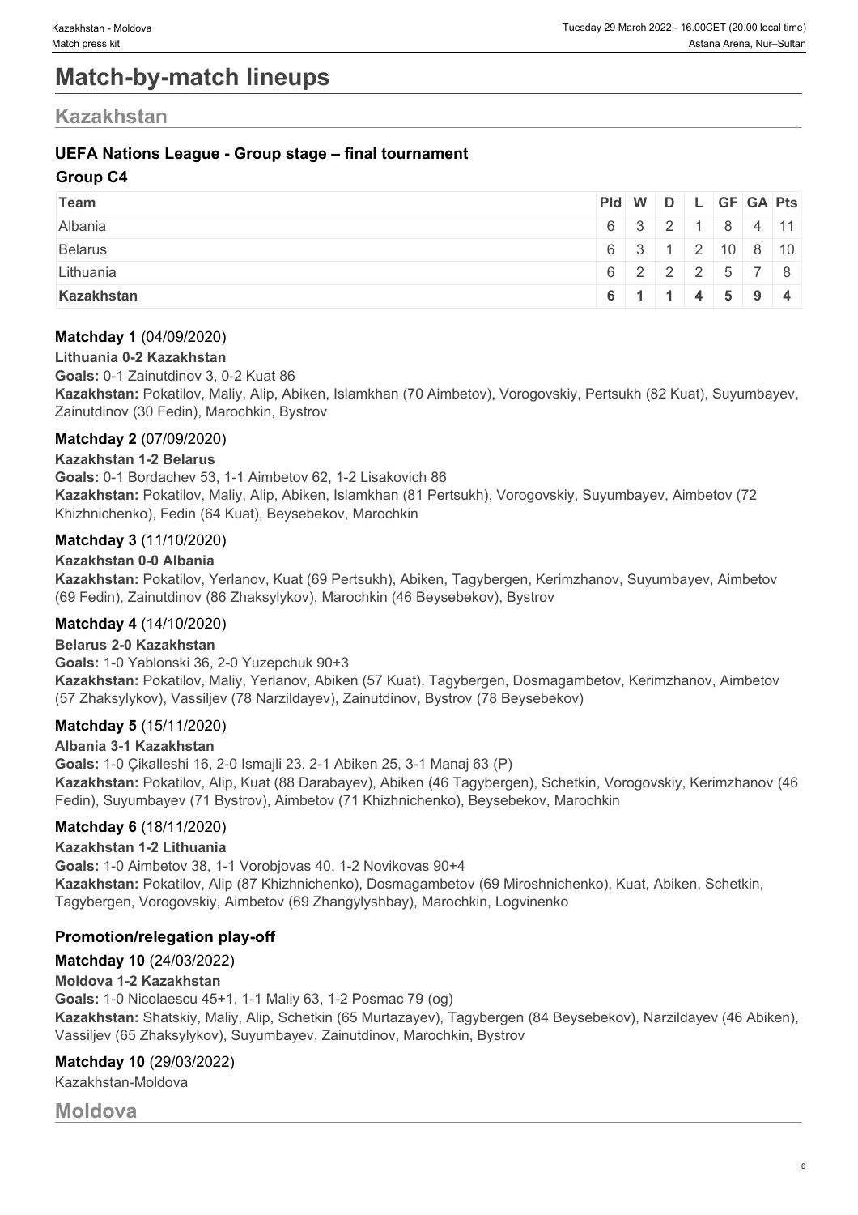# Match-by-match lineups

## Kazakhstan

### UEFA Nations League - Group stage – final tournament

#### Group C4

| Team | Pld | W | D | L | GF | GA | Pts |
|---|---|---|---|---|---|---|---|
| Albania | 6 | 3 | 2 | 1 | 8 | 4 | 11 |
| Belarus | 6 | 3 | 1 | 2 | 10 | 8 | 10 |
| Lithuania | 6 | 2 | 2 | 2 | 5 | 7 | 8 |
| **Kazakhstan** | **6** | **1** | **1** | **4** | **5** | **9** | **4** |

**Matchday 1** (04/09/2020)

**Lithuania 0-2 Kazakhstan**

**Goals:** 0-1 Zainutdinov 3, 0-2 Kuat 86

**Kazakhstan:** Pokatilov, Maliy, Alip, Abiken, Islamkhan (70 Aimbetov), Vorogovskiy, Pertsukh (82 Kuat), Suyumbayev, Zainutdinov (30 Fedin), Marochkin, Bystrov

**Matchday 2** (07/09/2020)

**Kazakhstan 1-2 Belarus**

**Goals:** 0-1 Bordachev 53, 1-1 Aimbetov 62, 1-2 Lisakovich 86

**Kazakhstan:** Pokatilov, Maliy, Alip, Abiken, Islamkhan (81 Pertsukh), Vorogovskiy, Suyumbayev, Aimbetov (72 Khizhnichenko), Fedin (64 Kuat), Beysebekov, Marochkin

**Matchday 3** (11/10/2020)

**Kazakhstan 0-0 Albania**

**Kazakhstan:** Pokatilov, Yerlanov, Kuat (69 Pertsukh), Abiken, Tagybergen, Kerimzhanov, Suyumbayev, Aimbetov (69 Fedin), Zainutdinov (86 Zhaksylykov), Marochkin (46 Beysebekov), Bystrov

**Matchday 4** (14/10/2020)

**Belarus 2-0 Kazakhstan**

**Goals:** 1-0 Yablonski 36, 2-0 Yuzepchuk 90+3

**Kazakhstan:** Pokatilov, Maliy, Yerlanov, Abiken (57 Kuat), Tagybergen, Dosmagambetov, Kerimzhanov, Aimbetov (57 Zhaksylykov), Vassiljev (78 Narzildayev), Zainutdinov, Bystrov (78 Beysebekov)

**Matchday 5** (15/11/2020)

**Albania 3-1 Kazakhstan**

**Goals:** 1-0 Çikalleshi 16, 2-0 Ismajli 23, 2-1 Abiken 25, 3-1 Manaj 63 (P)

**Kazakhstan:** Pokatilov, Alip, Kuat (88 Darabayev), Abiken (46 Tagybergen), Schetkin, Vorogovskiy, Kerimzhanov (46 Fedin), Suyumbayev (71 Bystrov), Aimbetov (71 Khizhnichenko), Beysebekov, Marochkin

**Matchday 6** (18/11/2020)

**Kazakhstan 1-2 Lithuania**

**Goals:** 1-0 Aimbetov 38, 1-1 Vorobjovas 40, 1-2 Novikovas 90+4

**Kazakhstan:** Pokatilov, Alip (87 Khizhnichenko), Dosmagambetov (69 Miroshnichenko), Kuat, Abiken, Schetkin, Tagybergen, Vorogovskiy, Aimbetov (69 Zhangylyshbay), Marochkin, Logvinenko

### Promotion/relegation play-off

**Matchday 10** (24/03/2022)

**Moldova 1-2 Kazakhstan**

**Goals:** 1-0 Nicolaescu 45+1, 1-1 Maliy 63, 1-2 Posmac 79 (og)

**Kazakhstan:** Shatskiy, Maliy, Alip, Schetkin (65 Murtazayev), Tagybergen (84 Beysebekov), Narzildayev (46 Abiken), Vassiljev (65 Zhaksylykov), Suyumbayev, Zainutdinov, Marochkin, Bystrov

**Matchday 10** (29/03/2022)

Kazakhstan-Moldova

## Moldova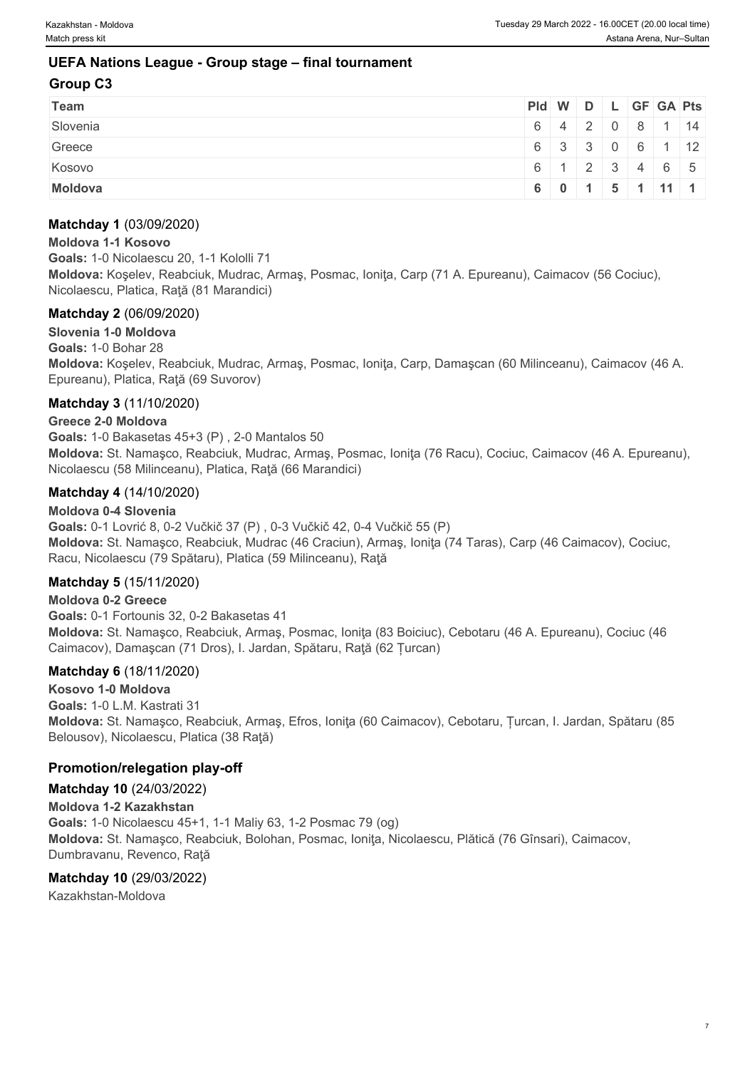## UEFA Nations League - Group stage – final tournament

### Group C3

| Team | Pld | W | D | L | GF | GA | Pts |
|---|---|---|---|---|---|---|---|
| Slovenia | 6 | 4 | 2 | 0 | 8 | 1 | 14 |
| Greece | 6 | 3 | 3 | 0 | 6 | 1 | 12 |
| Kosovo | 6 | 1 | 2 | 3 | 4 | 6 | 5 |
| **Moldova** | **6** | **0** | **1** | **5** | **1** | **11** | **1** |

**Matchday 1** (03/09/2020)

**Moldova 1-1 Kosovo**

**Goals:** 1-0 Nicolaescu 20, 1-1 Kololli 71

**Moldova:** Koşelev, Reabciuk, Mudrac, Armaş, Posmac, Ioniţa, Carp (71 A. Epureanu), Caimacov (56 Cociuc), Nicolaescu, Platica, Raţă (81 Marandici)

**Matchday 2** (06/09/2020)

**Slovenia 1-0 Moldova**

**Goals:** 1-0 Bohar 28

**Moldova:** Koşelev, Reabciuk, Mudrac, Armaş, Posmac, Ioniţa, Carp, Damaşcan (60 Milinceanu), Caimacov (46 A. Epureanu), Platica, Raţă (69 Suvorov)

**Matchday 3** (11/10/2020)

**Greece 2-0 Moldova**

**Goals:** 1-0 Bakasetas 45+3 (P) , 2-0 Mantalos 50

**Moldova:** St. Namaşco, Reabciuk, Mudrac, Armaş, Posmac, Ioniţa (76 Racu), Cociuc, Caimacov (46 A. Epureanu), Nicolaescu (58 Milinceanu), Platica, Raţă (66 Marandici)

**Matchday 4** (14/10/2020)

**Moldova 0-4 Slovenia**

**Goals:** 0-1 Lovrić 8, 0-2 Vučkič 37 (P) , 0-3 Vučkič 42, 0-4 Vučkič 55 (P)

**Moldova:** St. Namaşco, Reabciuk, Mudrac (46 Craciun), Armaş, Ioniţa (74 Taras), Carp (46 Caimacov), Cociuc, Racu, Nicolaescu (79 Spătaru), Platica (59 Milinceanu), Raţă

**Matchday 5** (15/11/2020)

**Moldova 0-2 Greece**

**Goals:** 0-1 Fortounis 32, 0-2 Bakasetas 41

**Moldova:** St. Namaşco, Reabciuk, Armaş, Posmac, Ioniţa (83 Boiciuc), Cebotaru (46 A. Epureanu), Cociuc (46 Caimacov), Damaşcan (71 Dros), I. Jardan, Spătaru, Raţă (62 Țurcan)

**Matchday 6** (18/11/2020)

**Kosovo 1-0 Moldova**

**Goals:** 1-0 L.M. Kastrati 31

**Moldova:** St. Namaşco, Reabciuk, Armaş, Efros, Ioniţa (60 Caimacov), Cebotaru, Țurcan, I. Jardan, Spătaru (85 Belousov), Nicolaescu, Platica (38 Raţă)

### Promotion/relegation play-off

**Matchday 10** (24/03/2022)

**Moldova 1-2 Kazakhstan**

**Goals:** 1-0 Nicolaescu 45+1, 1-1 Maliy 63, 1-2 Posmac 79 (og)

**Moldova:** St. Namaşco, Reabciuk, Bolohan, Posmac, Ioniţa, Nicolaescu, Plătică (76 Gînsari), Caimacov, Dumbravanu, Revenco, Raţă

**Matchday 10** (29/03/2022)

Kazakhstan-Moldova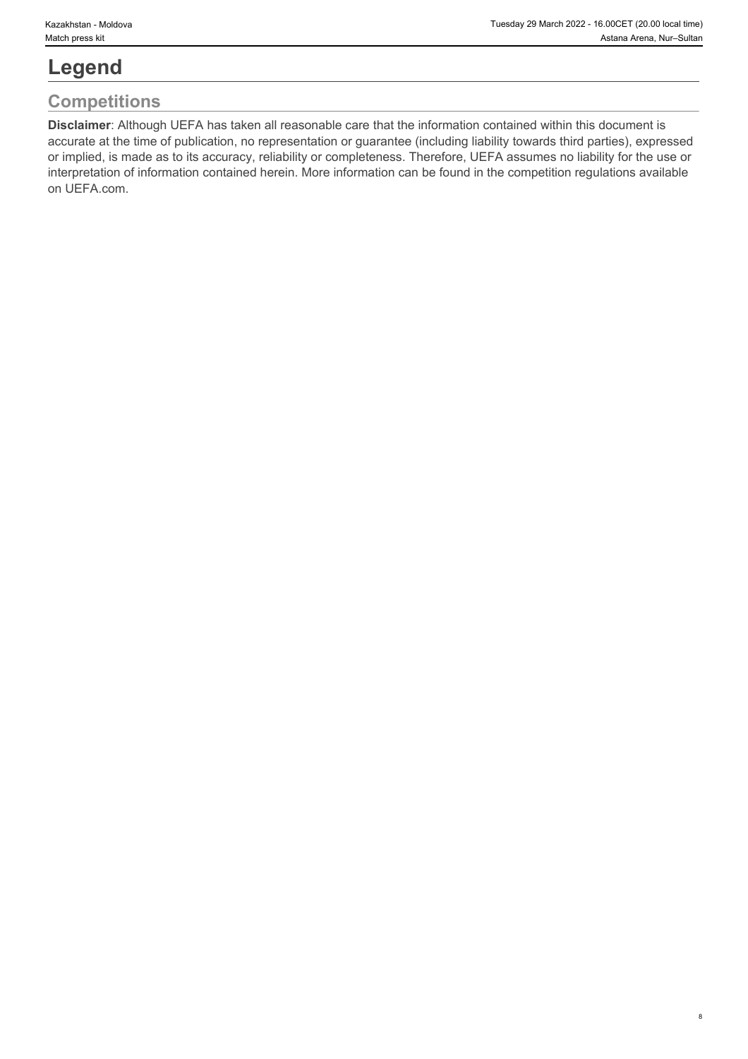# Legend

## Competitions

**Disclaimer**: Although UEFA has taken all reasonable care that the information contained within this document is accurate at the time of publication, no representation or guarantee (including liability towards third parties), expressed or implied, is made as to its accuracy, reliability or completeness. Therefore, UEFA assumes no liability for the use or interpretation of information contained herein. More information can be found in the competition regulations available on UEFA.com.